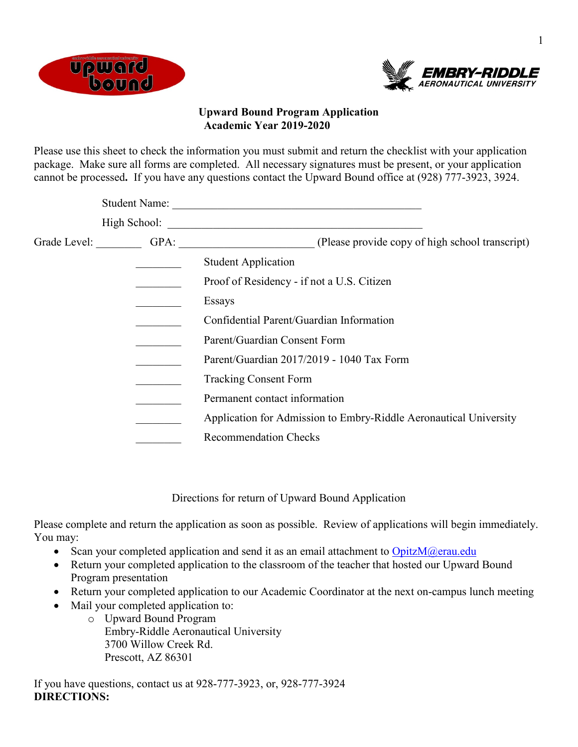## Upward Bound Program Application
## Academic Year 2019-2020

Please use this sheet to check the information you must submit and return the checklist with your application package. Make sure all forms are completed. All necessary signatures must be present, or your application cannot be processed**.** If you have any questions contact the Upward Bound office at (928) 777-3923, 3924.

Student Name: ______________________________________________

High School: ______________________________________________

Grade Level: ________ GPA: ________________________ (Please provide copy of high school transcript)

________ Student Application

________ Proof of Residency - if not a U.S. Citizen

________ Essays

________ Confidential Parent/Guardian Information

________ Parent/Guardian Consent Form

________ Parent/Guardian 2017/2019 - 1040 Tax Form

________ Tracking Consent Form

________ Permanent contact information

________ Application for Admission to Embry-Riddle Aeronautical University

________ Recommendation Checks

### Directions for return of Upward Bound Application

Please complete and return the application as soon as possible. Review of applications will begin immediately. You may:

- Scan your completed application and send it as an email attachment to OpitzM@erau.edu
- Return your completed application to the classroom of the teacher that hosted our Upward Bound Program presentation
- Return your completed application to our Academic Coordinator at the next on-campus lunch meeting
- Mail your completed application to:
  - Upward Bound Program
    Embry-Riddle Aeronautical University
    3700 Willow Creek Rd.
    Prescott, AZ 86301

If you have questions, contact us at 928-777-3923, or, 928-777-3924

**DIRECTIONS:**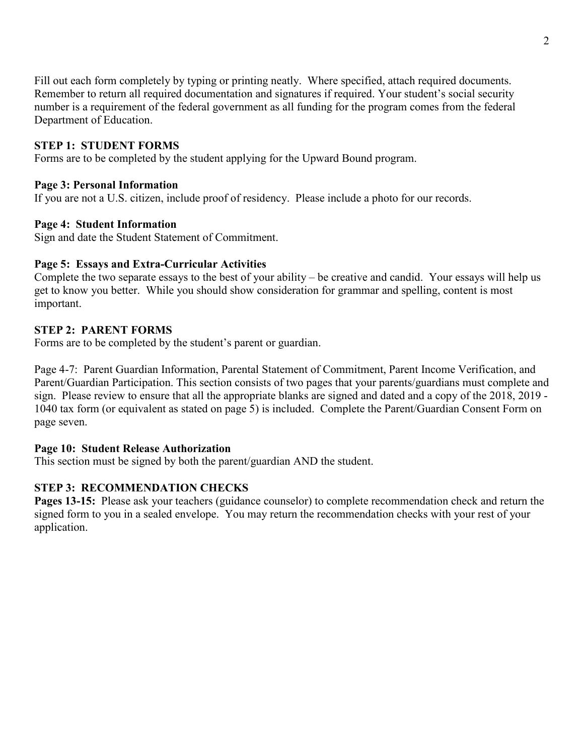Fill out each form completely by typing or printing neatly. Where specified, attach required documents. Remember to return all required documentation and signatures if required. Your student's social security number is a requirement of the federal government as all funding for the program comes from the federal Department of Education.

## STEP 1: STUDENT FORMS

Forms are to be completed by the student applying for the Upward Bound program.

### Page 3: Personal Information

If you are not a U.S. citizen, include proof of residency. Please include a photo for our records.

### Page 4: Student Information

Sign and date the Student Statement of Commitment.

### Page 5: Essays and Extra-Curricular Activities

Complete the two separate essays to the best of your ability – be creative and candid. Your essays will help us get to know you better. While you should show consideration for grammar and spelling, content is most important.

## STEP 2: PARENT FORMS

Forms are to be completed by the student's parent or guardian.

Page 4-7: Parent Guardian Information, Parental Statement of Commitment, Parent Income Verification, and Parent/Guardian Participation. This section consists of two pages that your parents/guardians must complete and sign. Please review to ensure that all the appropriate blanks are signed and dated and a copy of the 2018, 2019 - 1040 tax form (or equivalent as stated on page 5) is included. Complete the Parent/Guardian Consent Form on page seven.

### Page 10: Student Release Authorization

This section must be signed by both the parent/guardian AND the student.

## STEP 3: RECOMMENDATION CHECKS

**Pages 13-15:** Please ask your teachers (guidance counselor) to complete recommendation check and return the signed form to you in a sealed envelope. You may return the recommendation checks with your rest of your application.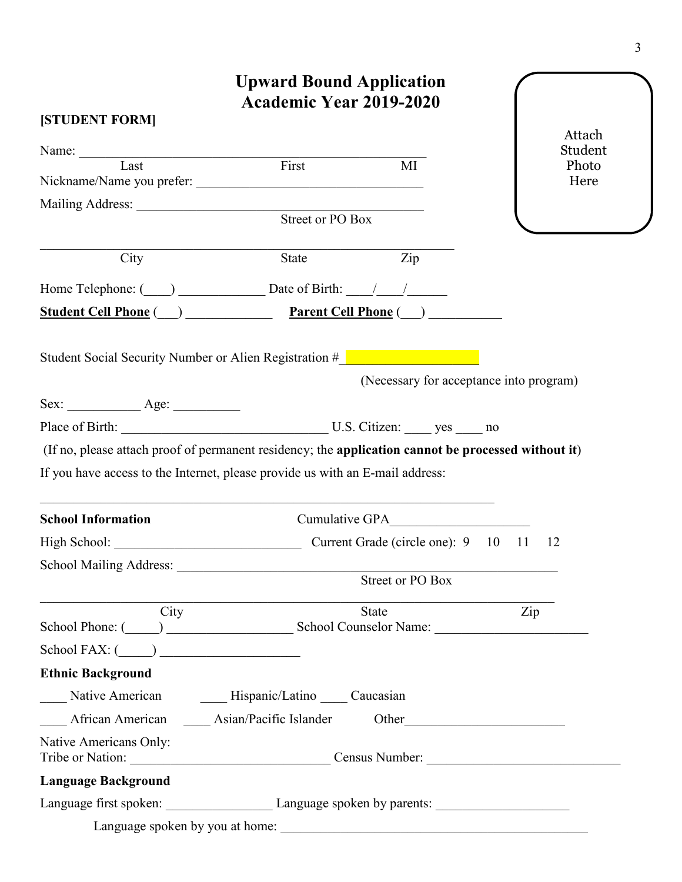# Upward Bound Application
## Academic Year 2019-2020

**[STUDENT FORM]**

Attach Student Photo Here

Name: ______________________________________________________
Last                    First                    MI

Nickname/Name you prefer: ________________________________

Mailing Address: ___________________________________________
Street or PO Box

______________________________________________________________
City                    State                    Zip

Home Telephone: (____) ____________ Date of Birth: ____/____/______

**Student Cell Phone** (___) ____________ **Parent Cell Phone** (___) __________

Student Social Security Number or Alien Registration #____________________

(Necessary for acceptance into program)

Sex: ___________ Age: __________

Place of Birth: ______________________________ U.S. Citizen: ____ yes ____ no

(If no, please attach proof of permanent residency; the **application cannot be processed without it**)

If you have access to the Internet, please provide us with an E-mail address:

______________________________________________________________

**School Information** Cumulative GPA_____________________

High School: ____________________________ Current Grade (circle one): 9 10 11 12

School Mailing Address: ________________________________________________
Street or PO Box

______________________________________________________________
City                    State                    Zip

School Phone: (_____) __________________ School Counselor Name: ______________________

School FAX: (_____) ____________________

**Ethnic Background**

____ Native American ____ Hispanic/Latino ____ Caucasian

____ African American ____ Asian/Pacific Islander Other_______________________

Native Americans Only:
Tribe or Nation: ______________________________ Census Number: ____________________________

**Language Background**

Language first spoken: ________________ Language spoken by parents: ____________________

Language spoken by you at home: ______________________________________________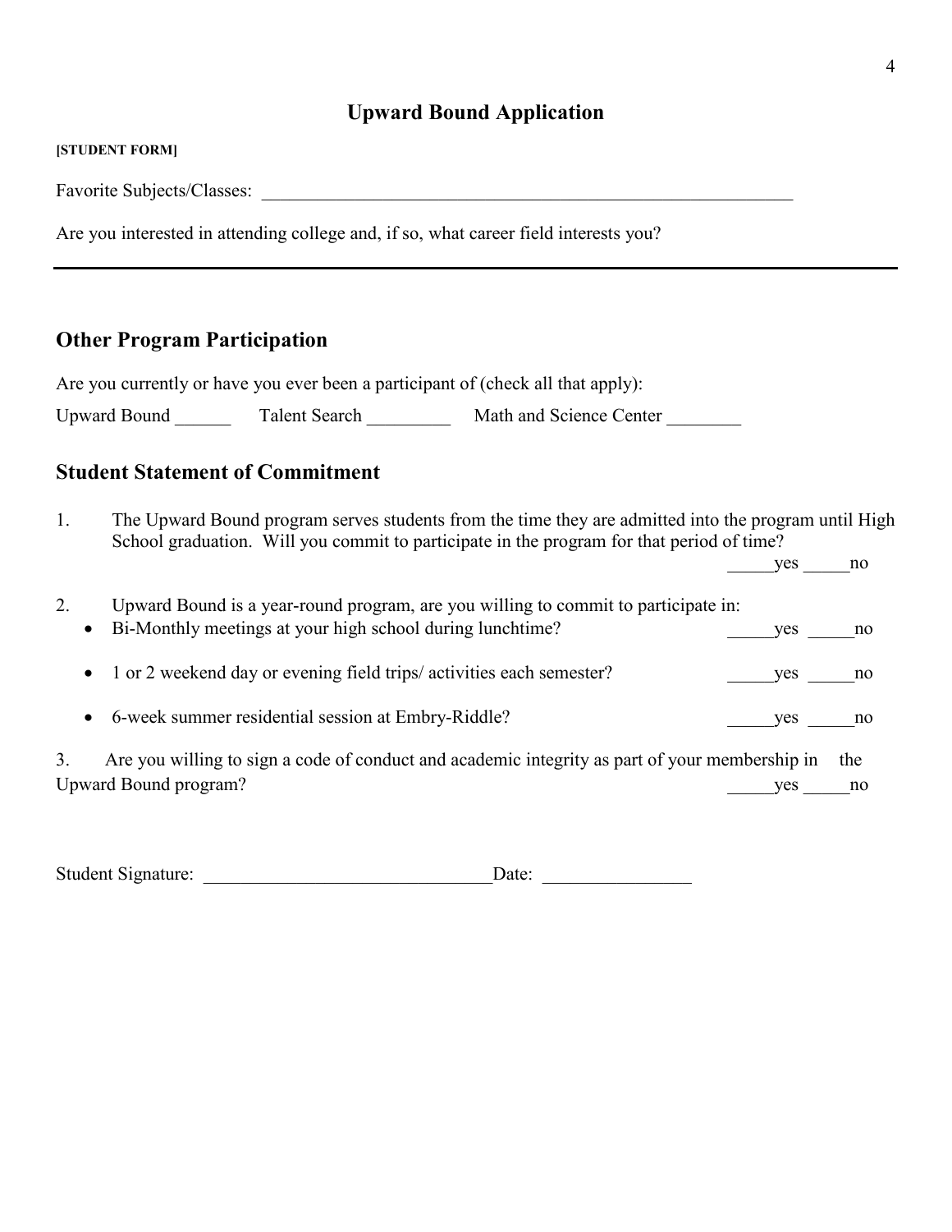# Upward Bound Application

**[STUDENT FORM]**

Favorite Subjects/Classes: ____________________________________________________________

Are you interested in attending college and, if so, what career field interests you?

---

## Other Program Participation

Are you currently or have you ever been a participant of (check all that apply):

Upward Bound ______ Talent Search _________ Math and Science Center ________

## Student Statement of Commitment

1. The Upward Bound program serves students from the time they are admitted into the program until High School graduation. Will you commit to participate in the program for that period of time?
   _____yes _____no

2. Upward Bound is a year-round program, are you willing to commit to participate in:
   - Bi-Monthly meetings at your high school during lunchtime? _____yes _____no
   - 1 or 2 weekend day or evening field trips/ activities each semester? _____yes _____no
   - 6-week summer residential session at Embry-Riddle? _____yes _____no

3. Are you willing to sign a code of conduct and academic integrity as part of your membership in the Upward Bound program? _____yes _____no

Student Signature: ______________________________Date: _______________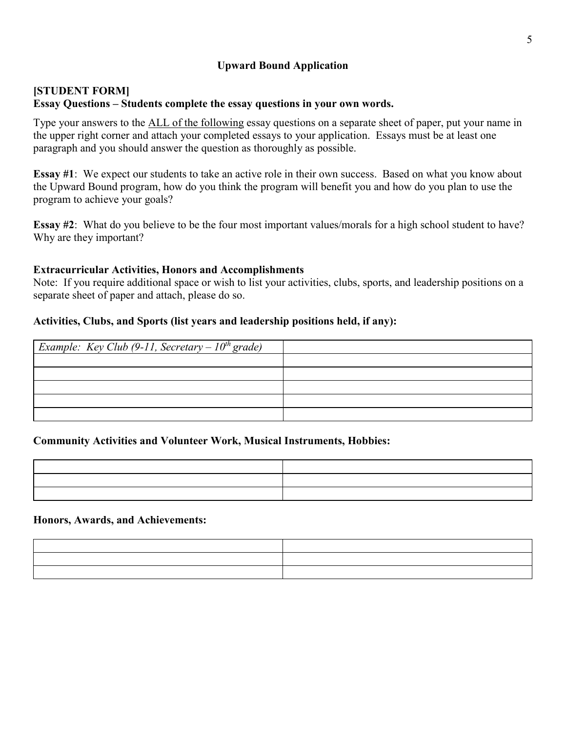**Upward Bound Application**

**[STUDENT FORM]**
**Essay Questions – Students complete the essay questions in your own words.**

Type your answers to the ALL of the following essay questions on a separate sheet of paper, put your name in the upper right corner and attach your completed essays to your application. Essays must be at least one paragraph and you should answer the question as thoroughly as possible.

**Essay #1**: We expect our students to take an active role in their own success. Based on what you know about the Upward Bound program, how do you think the program will benefit you and how do you plan to use the program to achieve your goals?

**Essay #2**: What do you believe to be the four most important values/morals for a high school student to have? Why are they important?

**Extracurricular Activities, Honors and Accomplishments**
Note: If you require additional space or wish to list your activities, clubs, sports, and leadership positions on a separate sheet of paper and attach, please do so.

**Activities, Clubs, and Sports (list years and leadership positions held, if any):**

| | |
|---|---|
| *Example: Key Club (9-11, Secretary – 10th grade)* | |
| | |
| | |
| | |
| | |
| | |

**Community Activities and Volunteer Work, Musical Instruments, Hobbies:**

| | |
|---|---|
| | |
| | |
| | |

**Honors, Awards, and Achievements:**

| | |
|---|---|
| | |
| | |
| | |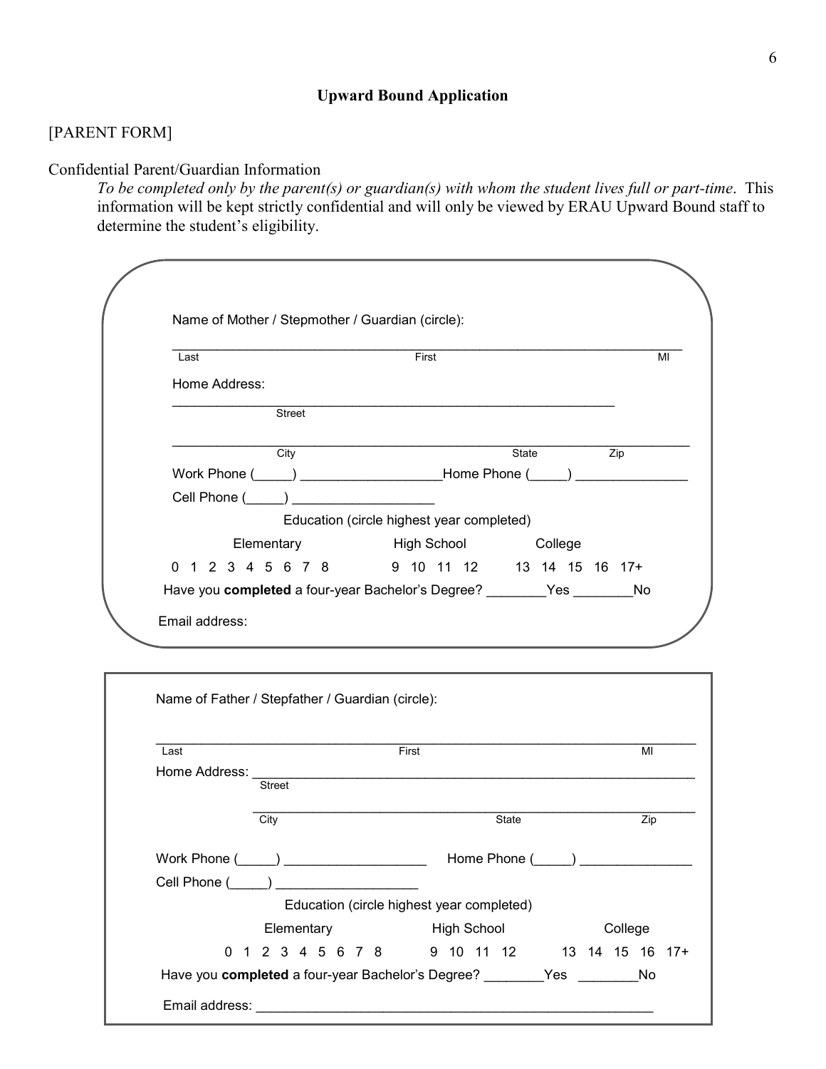**Upward Bound Application**

[PARENT FORM]

Confidential Parent/Guardian Information

*To be completed only by the parent(s) or guardian(s) with whom the student lives full or part-time*. This information will be kept strictly confidential and will only be viewed by ERAU Upward Bound staff to determine the student's eligibility.

Name of Mother / Stepmother / Guardian (circle):

______________________________________________________________________
Last                                        First                                        MI

Home Address:

____________________________________________________________
Street

______________________________________________________________________
City                                        State                    Zip

Work Phone (_____) __________________Home Phone (_____) _______________

Cell Phone (_____) ___________________

Education (circle highest year completed)

| Elementary | High School | College |
|---|---|---|
| 0 1 2 3 4 5 6 7 8 | 9 10 11 12 | 13 14 15 16 17+ |

Have you **completed** a four-year Bachelor's Degree? ________Yes ________No

Email address:

---

Name of Father / Stepfather / Guardian (circle):

______________________________________________________________________
Last                                        First                                        MI

Home Address: ______________________________________________________
Street

______________________________________________________
City                                        State                    Zip

Work Phone (_____) ___________________ Home Phone (_____) _______________

Cell Phone (_____) ___________________

Education (circle highest year completed)

| Elementary | High School | College |
|---|---|---|
| 0 1 2 3 4 5 6 7 8 | 9 10 11 12 | 13 14 15 16 17+ |

Have you **completed** a four-year Bachelor's Degree? ________Yes ________No

Email address: _______________________________________________________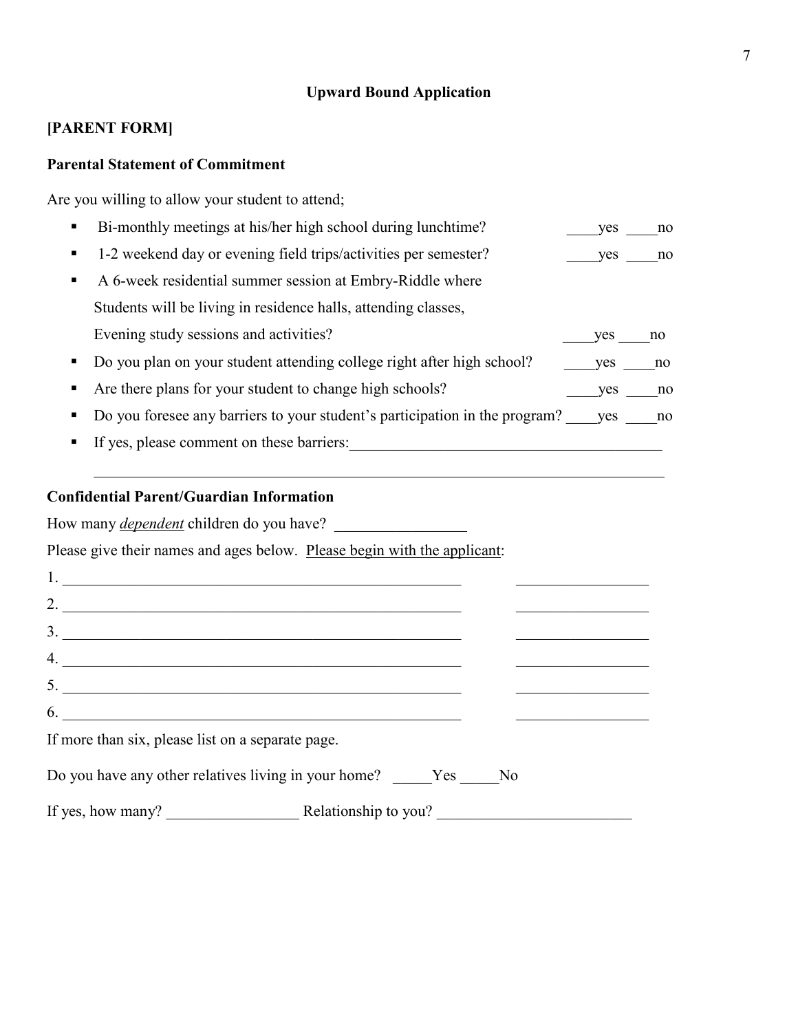# Upward Bound Application

**[PARENT FORM]**

**Parental Statement of Commitment**

Are you willing to allow your student to attend;

- Bi-monthly meetings at his/her high school during lunchtime? ____yes ____no
- 1-2 weekend day or evening field trips/activities per semester? ____yes ____no
- A 6-week residential summer session at Embry-Riddle where Students will be living in residence halls, attending classes, Evening study sessions and activities? ____yes ____no
- Do you plan on your student attending college right after high school? ____yes ____no
- Are there plans for your student to change high schools? ____yes ____no
- Do you foresee any barriers to your student's participation in the program? ____yes ____no
- If yes, please comment on these barriers:________________________________________

  ____________________________________________________________________________

**Confidential Parent/Guardian Information**

How many *dependent* children do you have? _________________

Please give their names and ages below. Please begin with the applicant:

1. ____________________________________________________ _________________
2. ____________________________________________________ _________________
3. ____________________________________________________ _________________
4. ____________________________________________________ _________________
5. ____________________________________________________ _________________
6. ____________________________________________________ _________________

If more than six, please list on a separate page.

Do you have any other relatives living in your home? _____Yes _____No

If yes, how many? _________________ Relationship to you? _________________________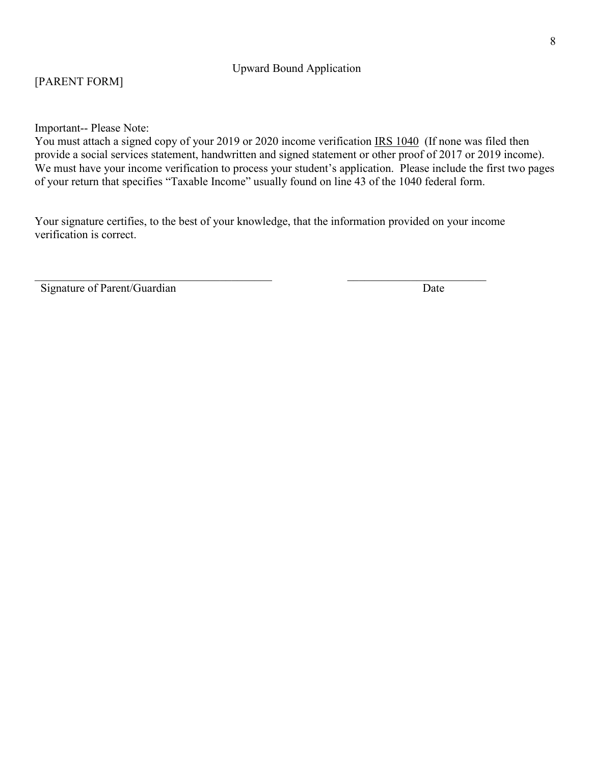Upward Bound Application

[PARENT FORM]

Important-- Please Note:
You must attach a signed copy of your 2019 or 2020 income verification <u>IRS 1040</u> (If none was filed then provide a social services statement, handwritten and signed statement or other proof of 2017 or 2019 income). We must have your income verification to process your student's application. Please include the first two pages of your return that specifies "Taxable Income" usually found on line 43 of the 1040 federal form.

Your signature certifies, to the best of your knowledge, that the information provided on your income verification is correct.

\_\_\_\_\_\_\_\_\_\_\_\_\_\_\_\_\_\_\_\_\_\_\_\_\_\_\_\_\_\_\_\_\_\_\_\_\_\_\_\_\_ \_\_\_\_\_\_\_\_\_\_\_\_\_\_\_\_\_\_\_\_\_\_\_\_\_\_\_

Signature of Parent/Guardian Date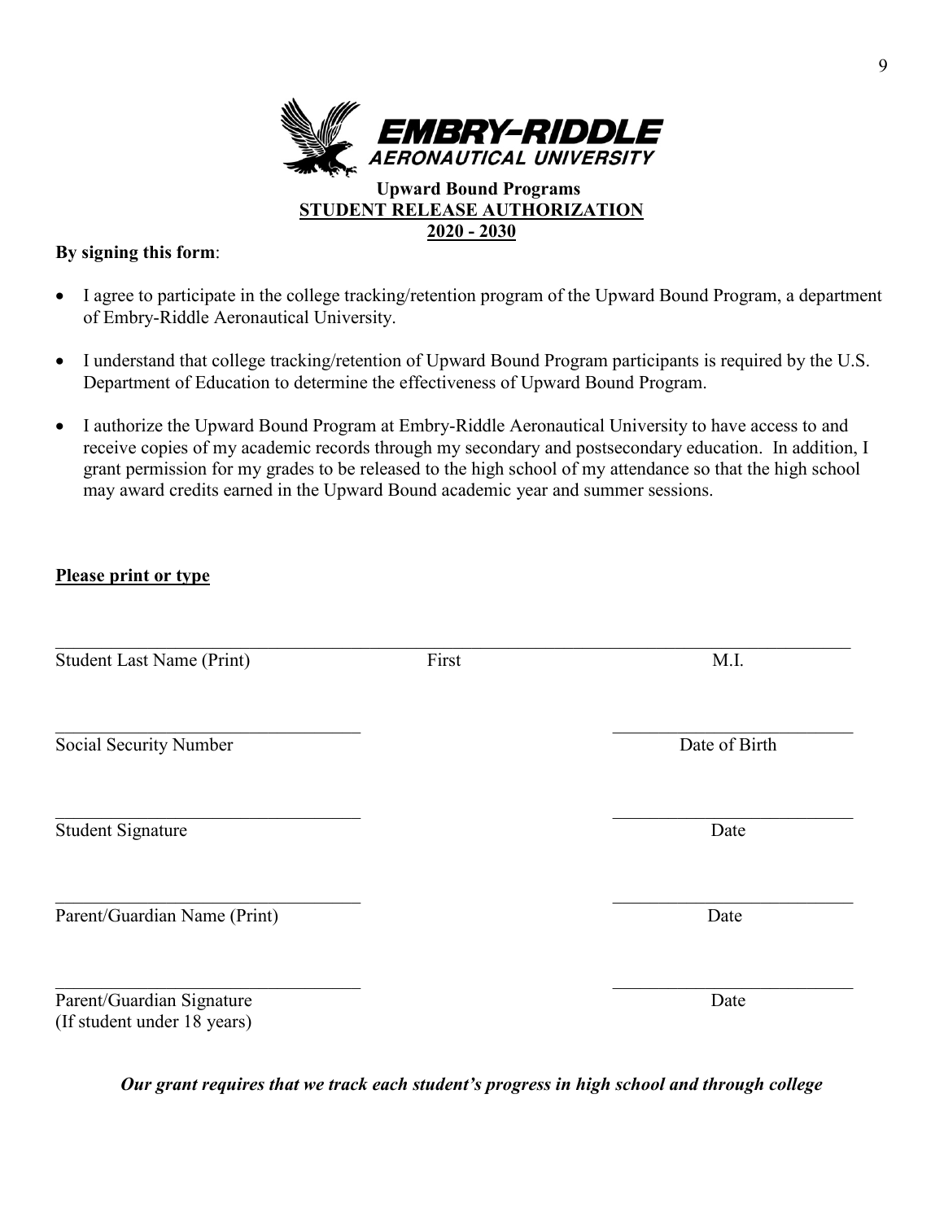**EMBRY-RIDDLE**
***AERONAUTICAL UNIVERSITY***

**Upward Bound Programs**
**STUDENT RELEASE AUTHORIZATION**
**2020 - 2030**

**By signing this form**:

- I agree to participate in the college tracking/retention program of the Upward Bound Program, a department of Embry-Riddle Aeronautical University.
- I understand that college tracking/retention of Upward Bound Program participants is required by the U.S. Department of Education to determine the effectiveness of Upward Bound Program.
- I authorize the Upward Bound Program at Embry-Riddle Aeronautical University to have access to and receive copies of my academic records through my secondary and postsecondary education. In addition, I grant permission for my grades to be released to the high school of my attendance so that the high school may award credits earned in the Upward Bound academic year and summer sessions.

**Please print or type**

______________________________________________________________________
Student Last Name (Print) First M.I.

______________________________ ______________________________
Social Security Number Date of Birth

______________________________ ______________________________
Student Signature Date

______________________________ ______________________________
Parent/Guardian Name (Print) Date

______________________________ ______________________________
Parent/Guardian Signature Date
(If student under 18 years)

***Our grant requires that we track each student's progress in high school and through college***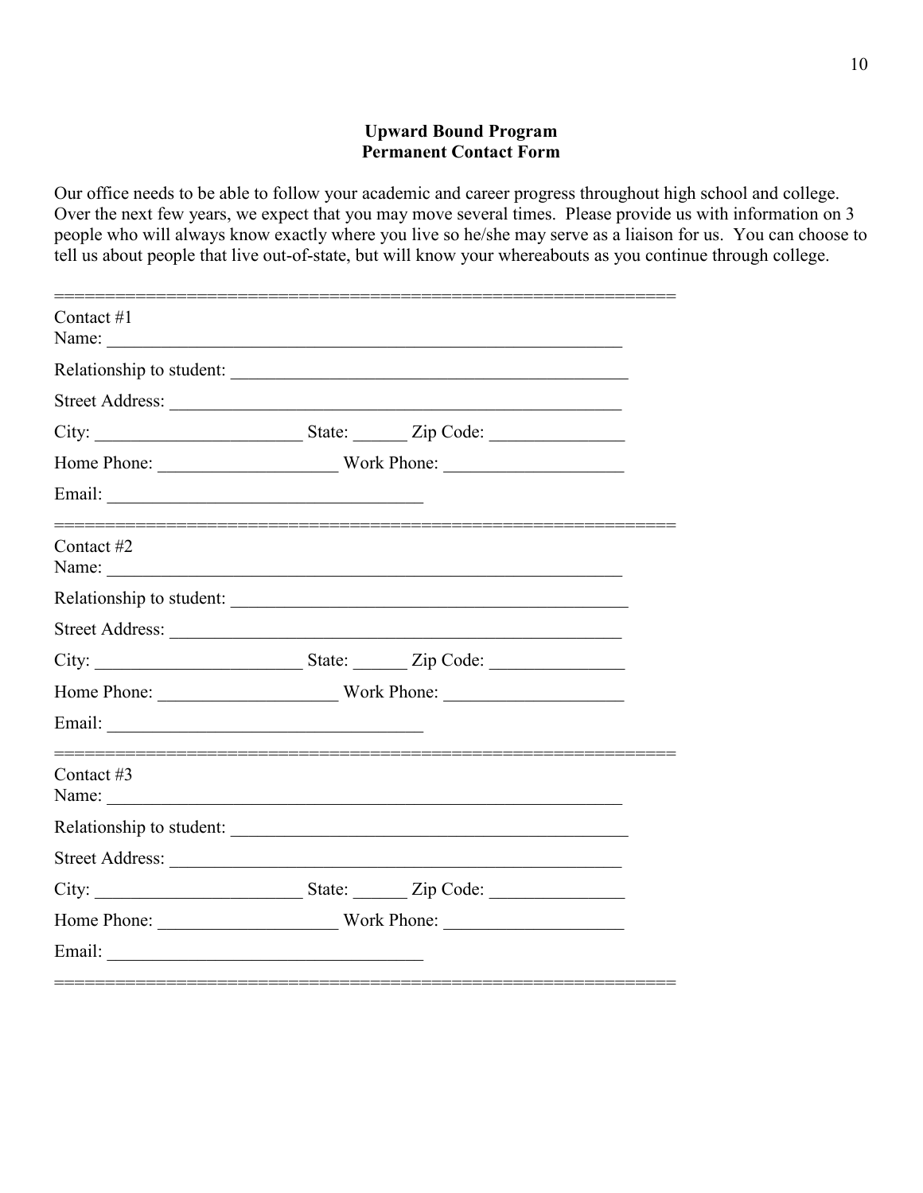## Upward Bound Program
## Permanent Contact Form

Our office needs to be able to follow your academic and career progress throughout high school and college. Over the next few years, we expect that you may move several times. Please provide us with information on 3 people who will always know exactly where you live so he/she may serve as a liaison for us. You can choose to tell us about people that live out-of-state, but will know your whereabouts as you continue through college.

============================================================

Contact #1
Name: ____________________________________________________________

Relationship to student: _____________________________________________

Street Address: ____________________________________________________

City: _______________________ State: ______ Zip Code: _______________

Home Phone: ____________________ Work Phone: ____________________

Email: ____________________________________

============================================================

Contact #2
Name: ____________________________________________________________

Relationship to student: _____________________________________________

Street Address: ____________________________________________________

City: _______________________ State: ______ Zip Code: _______________

Home Phone: ____________________ Work Phone: ____________________

Email: ____________________________________

============================================================

Contact #3
Name: ____________________________________________________________

Relationship to student: _____________________________________________

Street Address: ____________________________________________________

City: _______________________ State: ______ Zip Code: _______________

Home Phone: ____________________ Work Phone: ____________________

Email: ____________________________________

============================================================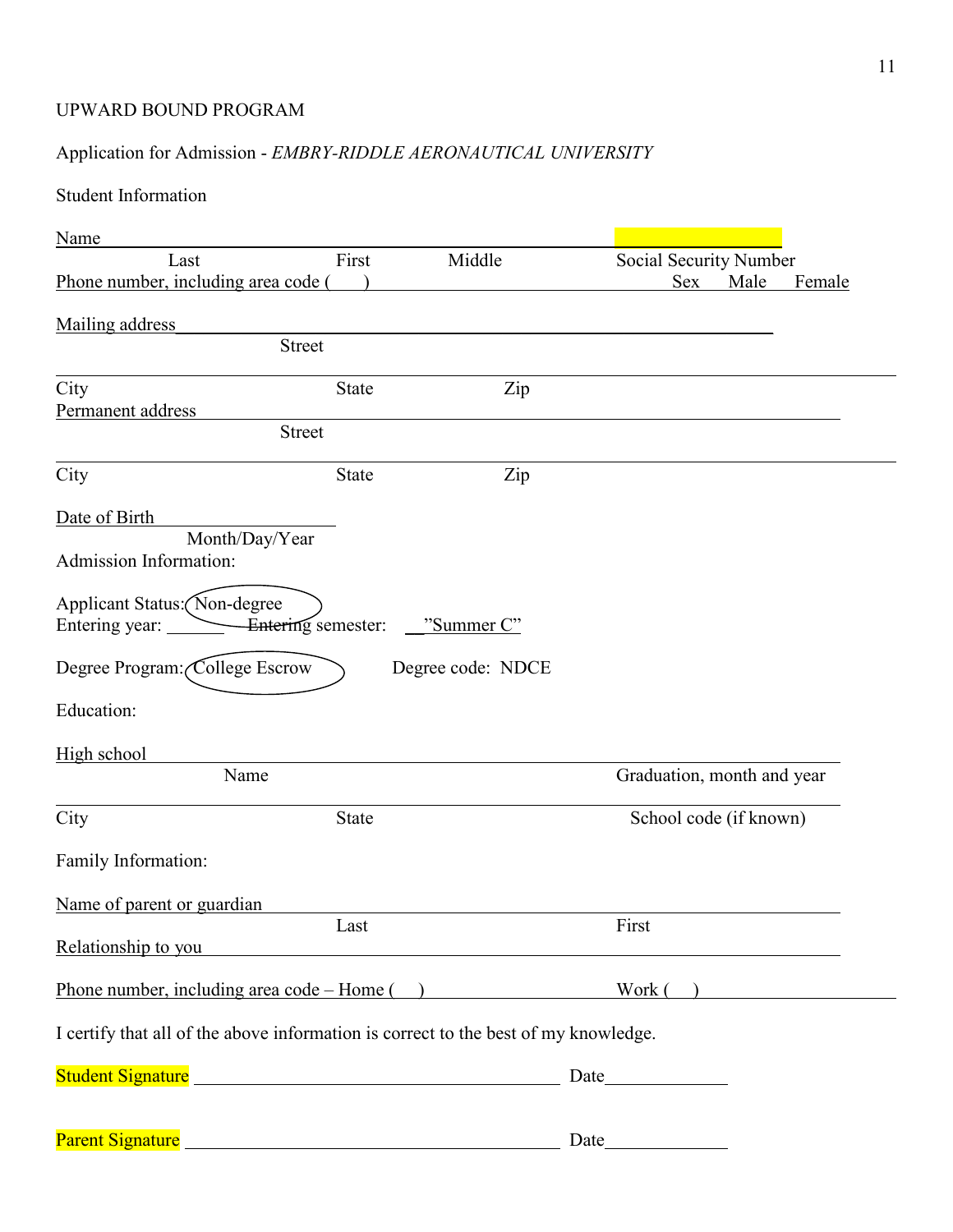UPWARD BOUND PROGRAM

Application for Admission - *EMBRY-RIDDLE AERONAUTICAL UNIVERSITY*

Student Information

Name ____________________________________________________________ ________________

Last First Middle Social Security Number

Phone number, including area code (    ) ______________________________ Sex Male Female

Mailing address ____________________________________________________________

Street

______________________________________________________________________________

City State Zip

Permanent address ___________________________________________________________

Street

______________________________________________________________________________

City State Zip

Date of Birth ________________

Month/Day/Year

Admission Information:

Applicant Status: Non-degree

Entering year: _______ ~~Entering~~ semester: __"Summer C"

Degree Program: College Escrow Degree code: NDCE

Education:

High school __________________________________________________________________

Name Graduation, month and year

______________________________________________________________________________

City State School code (if known)

Family Information:

Name of parent or guardian ____________________________________________________

Last First

Relationship to you ___________________________________________________________

Phone number, including area code – Home (    ) __________________ Work (    ) __________________

I certify that all of the above information is correct to the best of my knowledge.

Student Signature ______________________________________ Date_____________

Parent Signature ______________________________________ Date_____________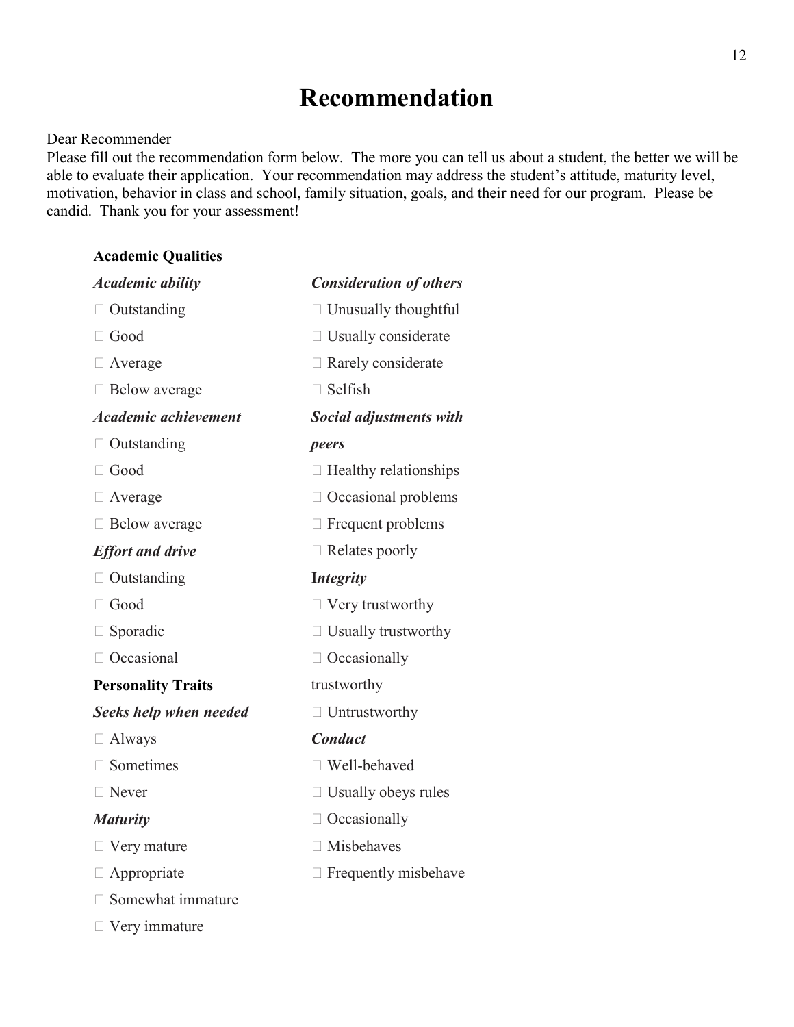# Recommendation

Dear Recommender
Please fill out the recommendation form below. The more you can tell us about a student, the better we will be able to evaluate their application. Your recommendation may address the student's attitude, maturity level, motivation, behavior in class and school, family situation, goals, and their need for our program. Please be candid. Thank you for your assessment!

**Academic Qualities**

***Academic ability***

- ☐ Outstanding
- ☐ Good
- ☐ Average
- ☐ Below average

***Academic achievement***

- ☐ Outstanding
- ☐ Good
- ☐ Average
- ☐ Below average

***Effort and drive***

- ☐ Outstanding
- ☐ Good
- ☐ Sporadic
- ☐ Occasional

**Personality Traits**

***Seeks help when needed***

- ☐ Always
- ☐ Sometimes
- ☐ Never

***Maturity***

- ☐ Very mature
- ☐ Appropriate
- ☐ Somewhat immature
- ☐ Very immature

***Consideration of others***

- ☐ Unusually thoughtful
- ☐ Usually considerate
- ☐ Rarely considerate
- ☐ Selfish

***Social adjustments with peers***

- ☐ Healthy relationships
- ☐ Occasional problems
- ☐ Frequent problems
- ☐ Relates poorly

***Integrity***

- ☐ Very trustworthy
- ☐ Usually trustworthy
- ☐ Occasionally trustworthy
- ☐ Untrustworthy

***Conduct***

- ☐ Well-behaved
- ☐ Usually obeys rules
- ☐ Occasionally
- ☐ Misbehaves
- ☐ Frequently misbehave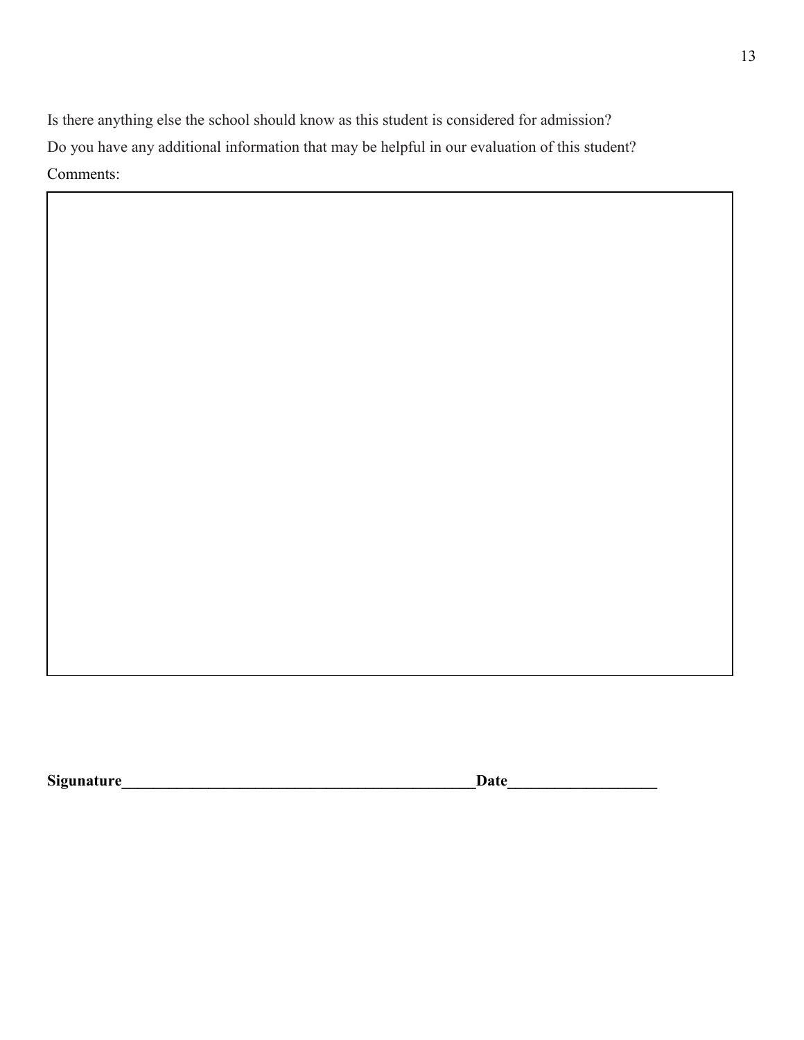Is there anything else the school should know as this student is considered for admission?

Do you have any additional information that may be helpful in our evaluation of this student?

Comments:

| |
|---|
| |

**Sigunature**_______________________________________________**Date**___________________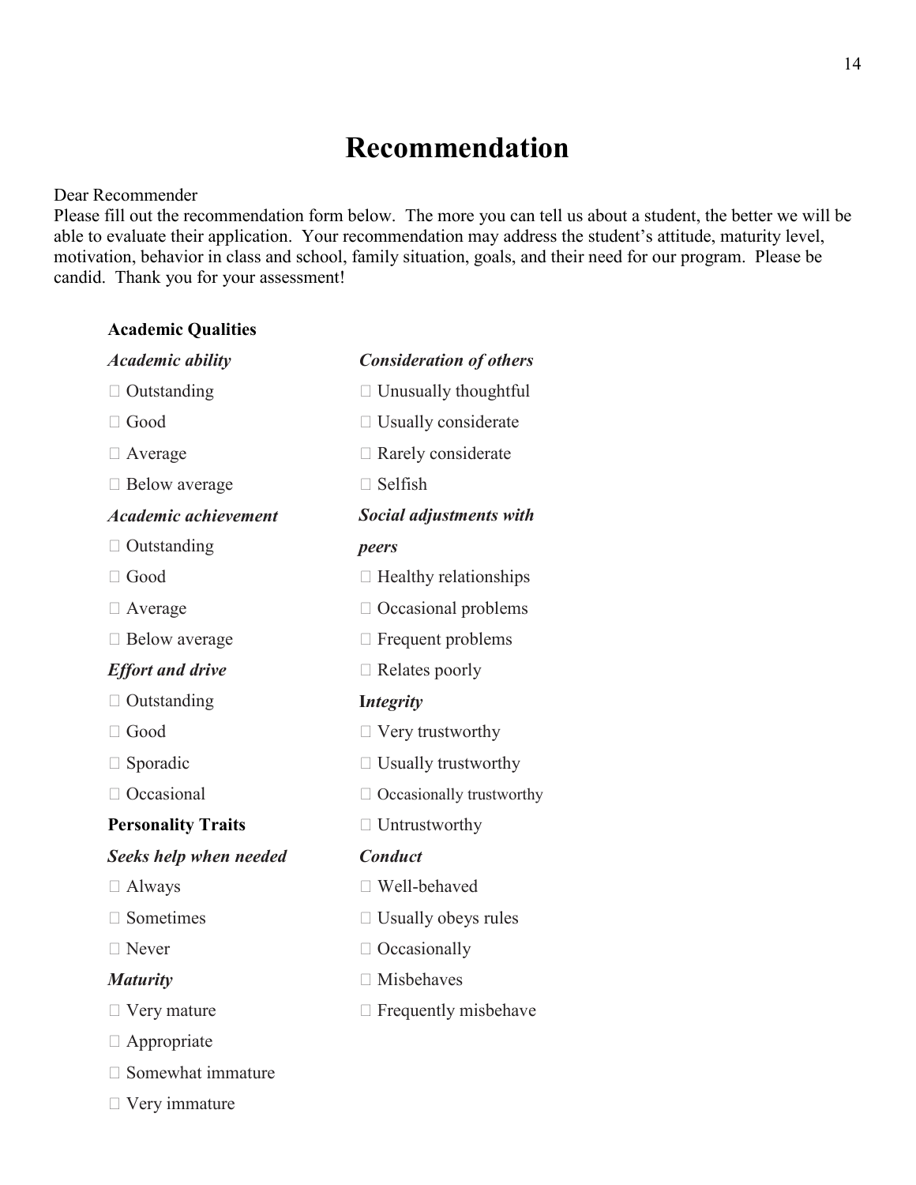# Recommendation

Dear Recommender
Please fill out the recommendation form below. The more you can tell us about a student, the better we will be able to evaluate their application. Your recommendation may address the student's attitude, maturity level, motivation, behavior in class and school, family situation, goals, and their need for our program. Please be candid. Thank you for your assessment!

**Academic Qualities**

***Academic ability***

- ☐ Outstanding
- ☐ Good
- ☐ Average
- ☐ Below average

***Academic achievement***

- ☐ Outstanding
- ☐ Good
- ☐ Average
- ☐ Below average

***Effort and drive***

- ☐ Outstanding
- ☐ Good
- ☐ Sporadic
- ☐ Occasional

**Personality Traits**

***Seeks help when needed***

- ☐ Always
- ☐ Sometimes
- ☐ Never

***Maturity***

- ☐ Very mature
- ☐ Appropriate
- ☐ Somewhat immature
- ☐ Very immature

***Consideration of others***

- ☐ Unusually thoughtful
- ☐ Usually considerate
- ☐ Rarely considerate
- ☐ Selfish

***Social adjustments with peers***

- ☐ Healthy relationships
- ☐ Occasional problems
- ☐ Frequent problems
- ☐ Relates poorly

***Integrity***

- ☐ Very trustworthy
- ☐ Usually trustworthy
- ☐ Occasionally trustworthy
- ☐ Untrustworthy

***Conduct***

- ☐ Well-behaved
- ☐ Usually obeys rules
- ☐ Occasionally
- ☐ Misbehaves
- ☐ Frequently misbehave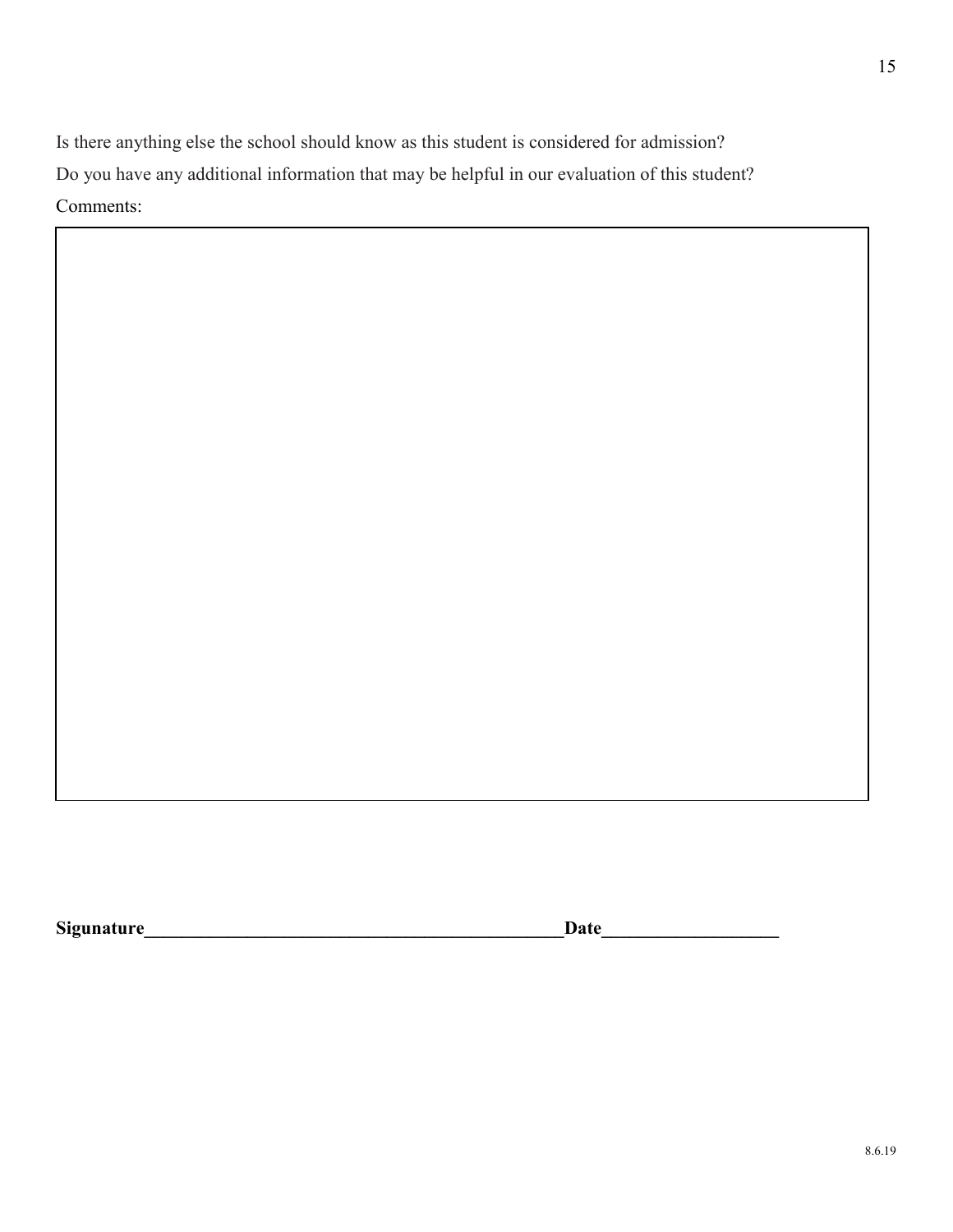Is there anything else the school should know as this student is considered for admission?

Do you have any additional information that may be helpful in our evaluation of this student?

Comments:

| |
|---|
| |

**Sigunature________________________________________________Date____________________**

8.6.19